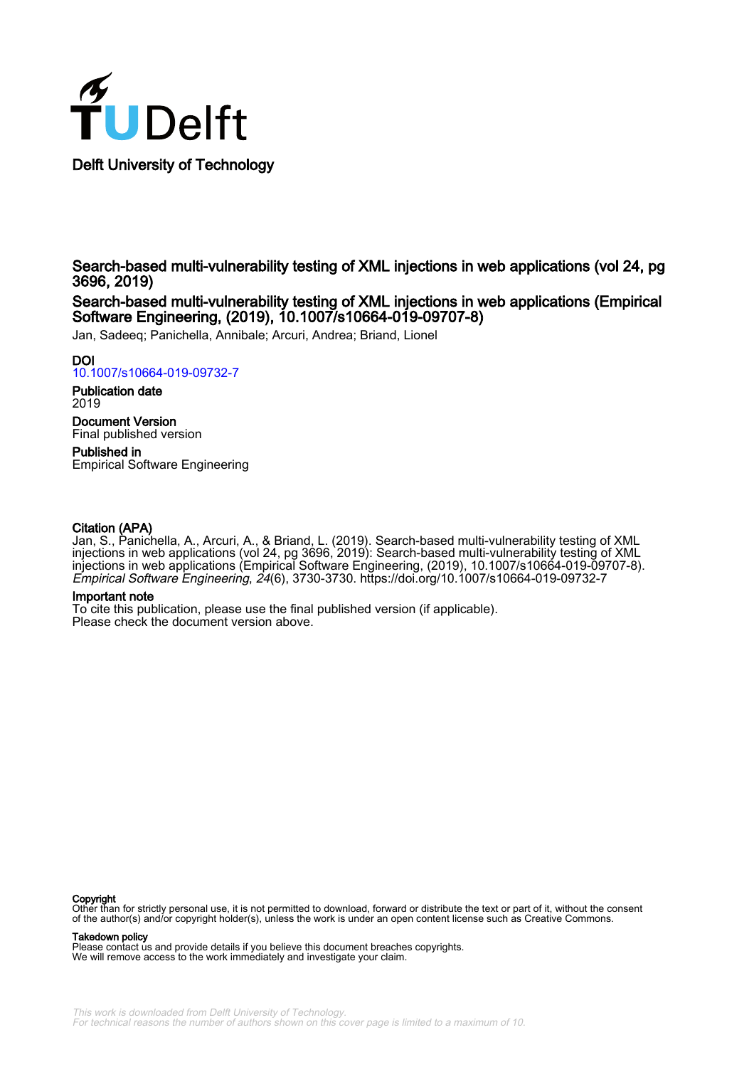Delft University of Technology

# Search-based multi-vulnerability testing of XML injections in web applications (vol 24, pg 3696, 2019)

## Search-based multi-vulnerability testing of XML injections in web applications (Empirical Software Engineering, (2019), 10.1007/s10664-019-09707-8)

Jan, Sadeeq; Panichella, Annibale; Arcuri, Andrea; Briand, Lionel

**DOI**
10.1007/s10664-019-09732-7

**Publication date**
2019

**Document Version**
Final published version

**Published in**
Empirical Software Engineering

**Citation (APA)**
Jan, S., Panichella, A., Arcuri, A., & Briand, L. (2019). Search-based multi-vulnerability testing of XML injections in web applications (vol 24, pg 3696, 2019): Search-based multi-vulnerability testing of XML injections in web applications (Empirical Software Engineering, (2019), 10.1007/s10664-019-09707-8). *Empirical Software Engineering*, *24*(6), 3730-3730. https://doi.org/10.1007/s10664-019-09732-7

**Important note**
To cite this publication, please use the final published version (if applicable).
Please check the document version above.

**Copyright**
Other than for strictly personal use, it is not permitted to download, forward or distribute the text or part of it, without the consent of the author(s) and/or copyright holder(s), unless the work is under an open content license such as Creative Commons.

**Takedown policy**
Please contact us and provide details if you believe this document breaches copyrights.
We will remove access to the work immediately and investigate your claim.

This work is downloaded from Delft University of Technology.
For technical reasons the number of authors shown on this cover page is limited to a maximum of 10.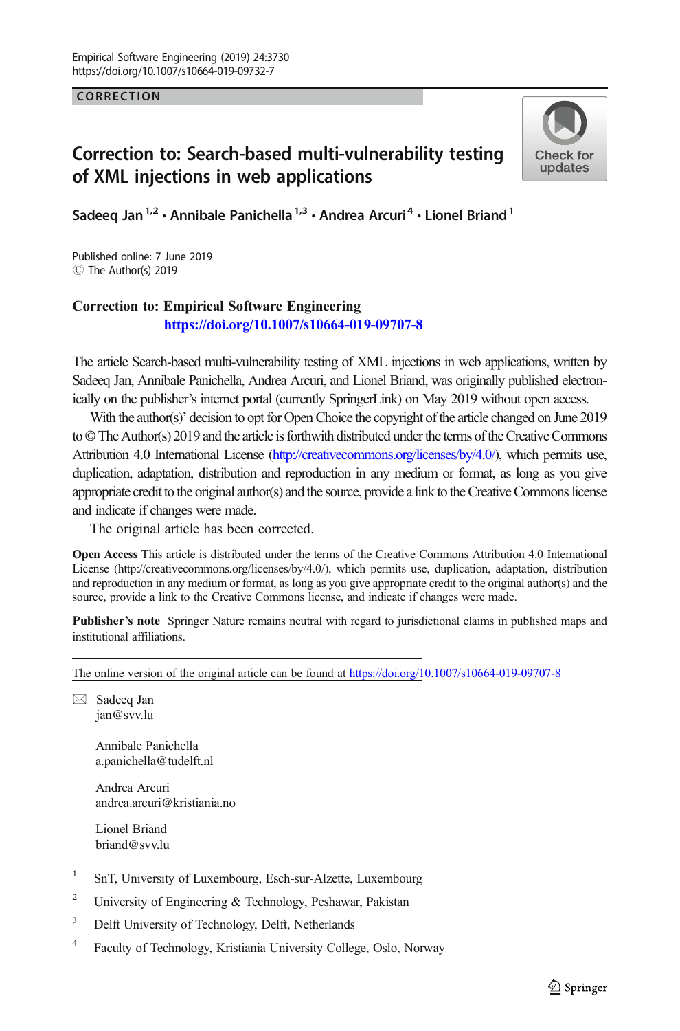CORRECTION

# Correction to: Search-based multi-vulnerability testing of XML injections in web applications

**Sadeeq Jan**[1,2] • **Annibale Panichella**[1,3] • **Andrea Arcuri**[4] • **Lionel Briand**[1]

Published online: 7 June 2019
© The Author(s) 2019

**Correction to: Empirical Software Engineering**
**https://doi.org/10.1007/s10664-019-09707-8**

The article Search-based multi-vulnerability testing of XML injections in web applications, written by Sadeeq Jan, Annibale Panichella, Andrea Arcuri, and Lionel Briand, was originally published electronically on the publisher's internet portal (currently SpringerLink) on May 2019 without open access.

With the author(s)' decision to opt for Open Choice the copyright of the article changed on June 2019 to © The Author(s) 2019 and the article is forthwith distributed under the terms of the Creative Commons Attribution 4.0 International License (http://creativecommons.org/licenses/by/4.0/), which permits use, duplication, adaptation, distribution and reproduction in any medium or format, as long as you give appropriate credit to the original author(s) and the source, provide a link to the Creative Commons license and indicate if changes were made.

The original article has been corrected.

**Open Access** This article is distributed under the terms of the Creative Commons Attribution 4.0 International License (http://creativecommons.org/licenses/by/4.0/), which permits use, duplication, adaptation, distribution and reproduction in any medium or format, as long as you give appropriate credit to the original author(s) and the source, provide a link to the Creative Commons license, and indicate if changes were made.

**Publisher's note** Springer Nature remains neutral with regard to jurisdictional claims in published maps and institutional affiliations.

---

The online version of the original article can be found at https://doi.org/10.1007/s10664-019-09707-8

✉ Sadeeq Jan
jan@svv.lu

Annibale Panichella
a.panichella@tudelft.nl

Andrea Arcuri
andrea.arcuri@kristiania.no

Lionel Briand
briand@svv.lu

[1] SnT, University of Luxembourg, Esch-sur-Alzette, Luxembourg

[2] University of Engineering & Technology, Peshawar, Pakistan

[3] Delft University of Technology, Delft, Netherlands

[4] Faculty of Technology, Kristiania University College, Oslo, Norway